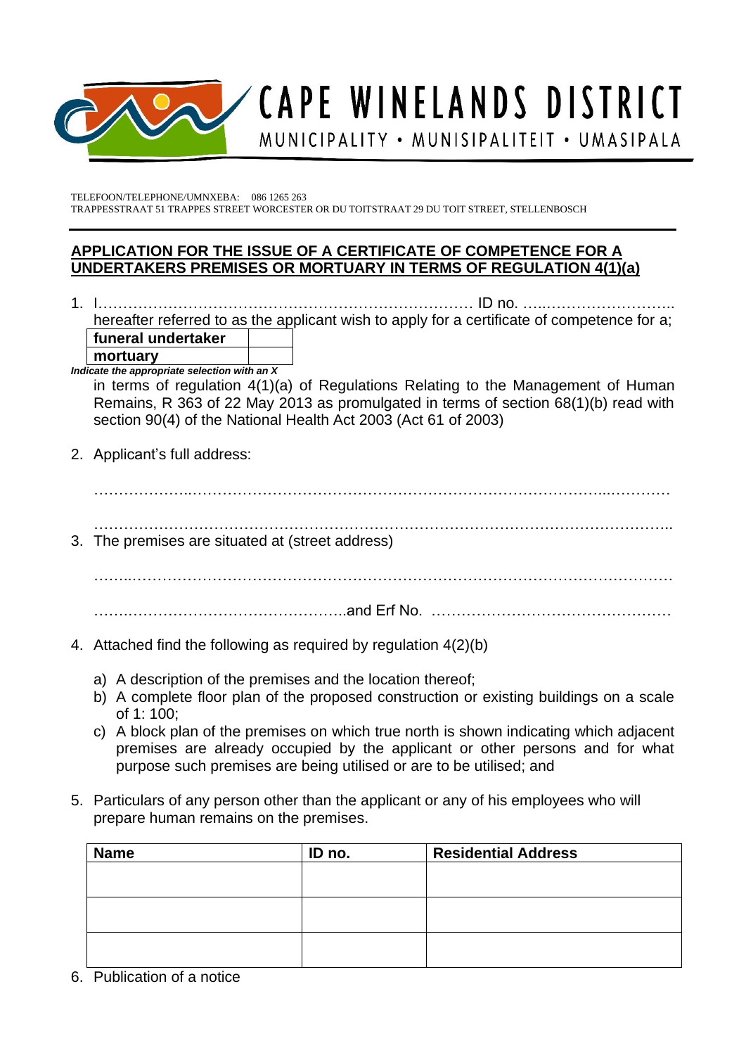# CAPE WINELANDS DISTRICT

MUNICIPALITY • MUNISIPALITEIT • UMASIPALA

TELEFOON/TELEPHONE/UMNXEBA: 086 1265 263
TRAPPESSTRAAT 51 TRAPPES STREET WORCESTER OR DU TOITSTRAAT 29 DU TOIT STREET, STELLENBOSCH

## APPLICATION FOR THE ISSUE OF A CERTIFICATE OF COMPETENCE FOR A UNDERTAKERS PREMISES OR MORTUARY IN TERMS OF REGULATION 4(1)(a)

1. I……………………………………………………………………… ID no. …..……………………..
   hereafter referred to as the applicant wish to apply for a certificate of competence for a;

| **funeral undertaker** | |
|---|---|
| **mortuary** | |

***Indicate the appropriate selection with an X***

   in terms of regulation 4(1)(a) of Regulations Relating to the Management of Human Remains, R 363 of 22 May 2013 as promulgated in terms of section 68(1)(b) read with section 90(4) of the National Health Act 2003 (Act 61 of 2003)

2. Applicant's full address:

   ………………..……………………………………………………………………………...…………

   ……………………….…………………………………………………….…….……………………..

3. The premises are situated at (street address)

   ……..…………………………………..……………………………………………………………

   …………………………………………..and Erf No. …………………………………………

4. Attached find the following as required by regulation 4(2)(b)

   a) A description of the premises and the location thereof;
   b) A complete floor plan of the proposed construction or existing buildings on a scale of 1: 100;
   c) A block plan of the premises on which true north is shown indicating which adjacent premises are already occupied by the applicant or other persons and for what purpose such premises are being utilised or are to be utilised; and

5. Particulars of any person other than the applicant or any of his employees who will prepare human remains on the premises.

| Name | ID no. | Residential Address |
|---|---|---|
| | | |
| | | |
| | | |

6. Publication of a notice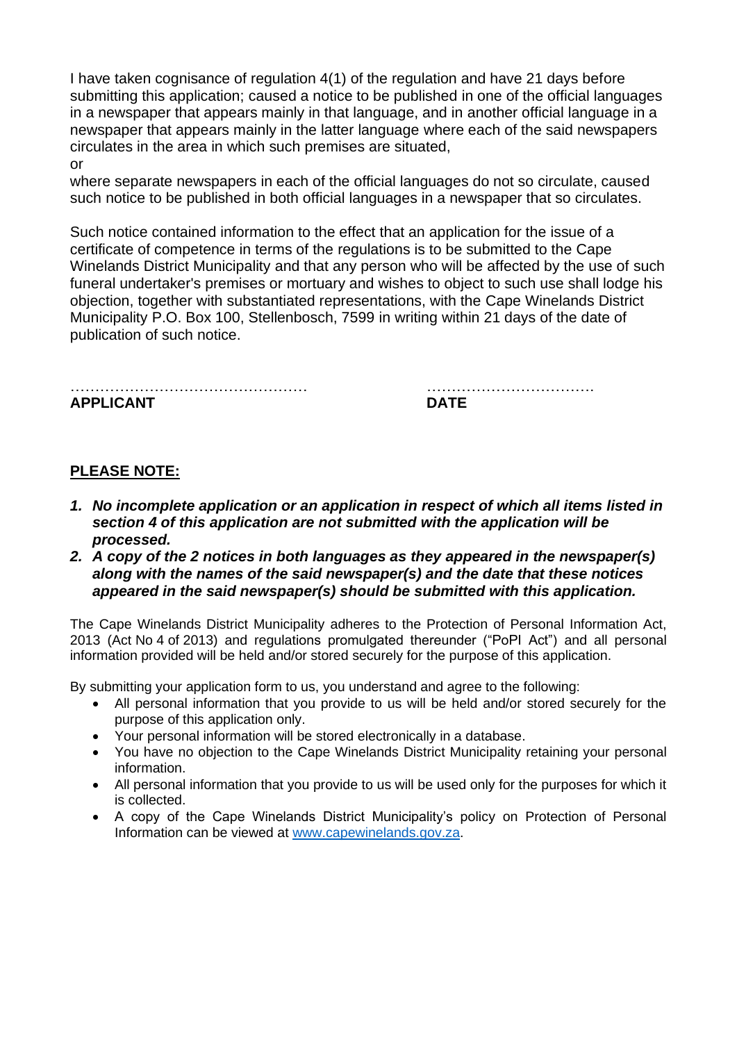I have taken cognisance of regulation 4(1) of the regulation and have 21 days before submitting this application; caused a notice to be published in one of the official languages in a newspaper that appears mainly in that language, and in another official language in a newspaper that appears mainly in the latter language where each of the said newspapers circulates in the area in which such premises are situated,

or

where separate newspapers in each of the official languages do not so circulate, caused such notice to be published in both official languages in a newspaper that so circulates.

Such notice contained information to the effect that an application for the issue of a certificate of competence in terms of the regulations is to be submitted to the Cape Winelands District Municipality and that any person who will be affected by the use of such funeral undertaker's premises or mortuary and wishes to object to such use shall lodge his objection, together with substantiated representations, with the Cape Winelands District Municipality P.O. Box 100, Stellenbosch, 7599 in writing within 21 days of the date of publication of such notice.

| | |
|---|---|
| ………………………………………… | …………………………… |
| **APPLICANT** | **DATE** |

**PLEASE NOTE:**

1. ***No incomplete application or an application in respect of which all items listed in section 4 of this application are not submitted with the application will be processed.***
2. ***A copy of the 2 notices in both languages as they appeared in the newspaper(s) along with the names of the said newspaper(s) and the date that these notices appeared in the said newspaper(s) should be submitted with this application.***

The Cape Winelands District Municipality adheres to the Protection of Personal Information Act, 2013 (Act No 4 of 2013) and regulations promulgated thereunder ("PoPI Act") and all personal information provided will be held and/or stored securely for the purpose of this application.

By submitting your application form to us, you understand and agree to the following:

- All personal information that you provide to us will be held and/or stored securely for the purpose of this application only.
- Your personal information will be stored electronically in a database.
- You have no objection to the Cape Winelands District Municipality retaining your personal information.
- All personal information that you provide to us will be used only for the purposes for which it is collected.
- A copy of the Cape Winelands District Municipality's policy on Protection of Personal Information can be viewed at www.capewinelands.gov.za.